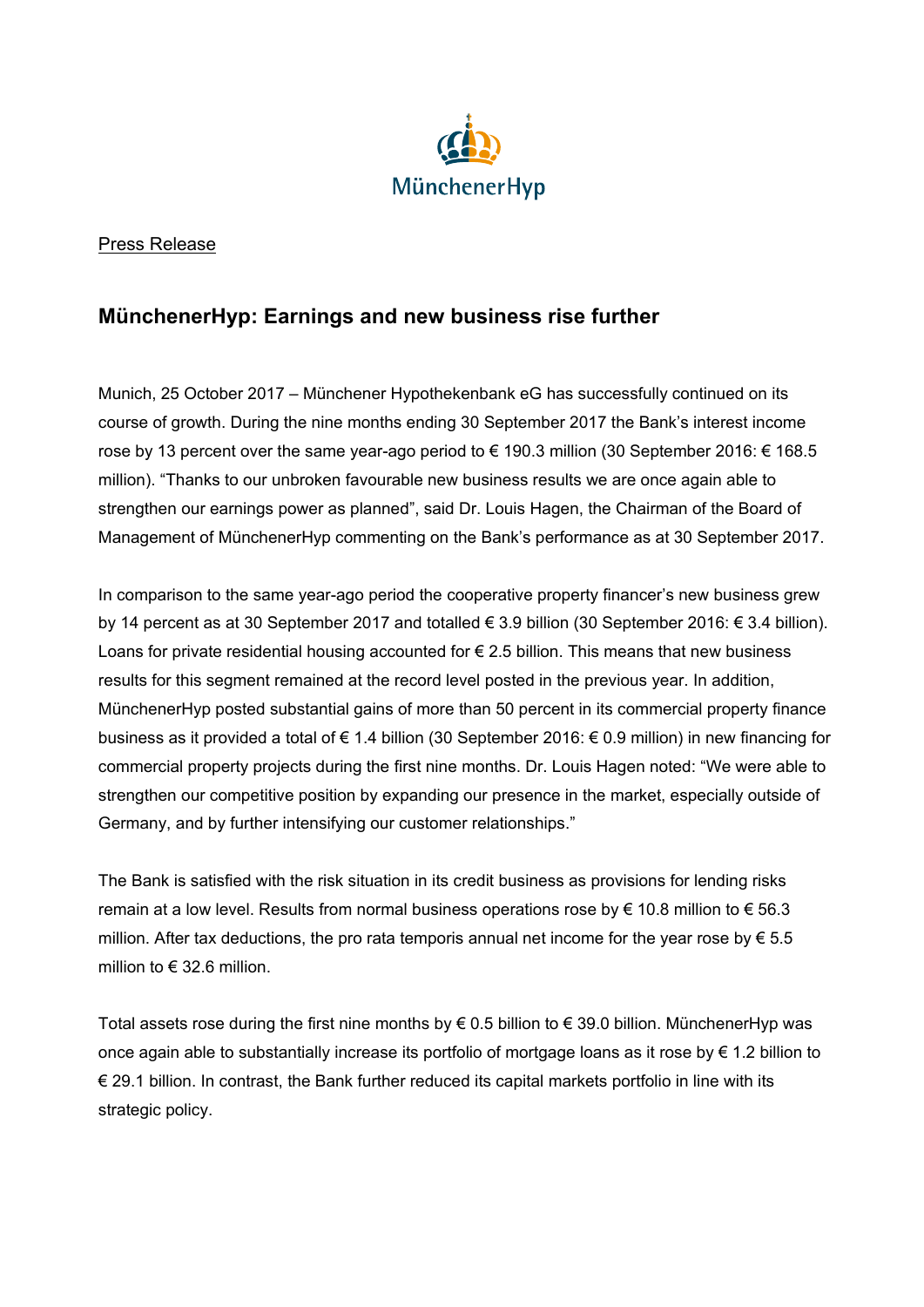MünchenerHyp

Press Release

## MünchenerHyp: Earnings and new business rise further

Munich, 25 October 2017 – Münchener Hypothekenbank eG has successfully continued on its course of growth. During the nine months ending 30 September 2017 the Bank's interest income rose by 13 percent over the same year-ago period to € 190.3 million (30 September 2016: € 168.5 million). "Thanks to our unbroken favourable new business results we are once again able to strengthen our earnings power as planned", said Dr. Louis Hagen, the Chairman of the Board of Management of MünchenerHyp commenting on the Bank's performance as at 30 September 2017.

In comparison to the same year-ago period the cooperative property financer's new business grew by 14 percent as at 30 September 2017 and totalled € 3.9 billion (30 September 2016: € 3.4 billion). Loans for private residential housing accounted for € 2.5 billion. This means that new business results for this segment remained at the record level posted in the previous year. In addition, MünchenerHyp posted substantial gains of more than 50 percent in its commercial property finance business as it provided a total of € 1.4 billion (30 September 2016: € 0.9 million) in new financing for commercial property projects during the first nine months. Dr. Louis Hagen noted: "We were able to strengthen our competitive position by expanding our presence in the market, especially outside of Germany, and by further intensifying our customer relationships."

The Bank is satisfied with the risk situation in its credit business as provisions for lending risks remain at a low level. Results from normal business operations rose by € 10.8 million to € 56.3 million. After tax deductions, the pro rata temporis annual net income for the year rose by € 5.5 million to € 32.6 million.

Total assets rose during the first nine months by € 0.5 billion to € 39.0 billion. MünchenerHyp was once again able to substantially increase its portfolio of mortgage loans as it rose by € 1.2 billion to € 29.1 billion. In contrast, the Bank further reduced its capital markets portfolio in line with its strategic policy.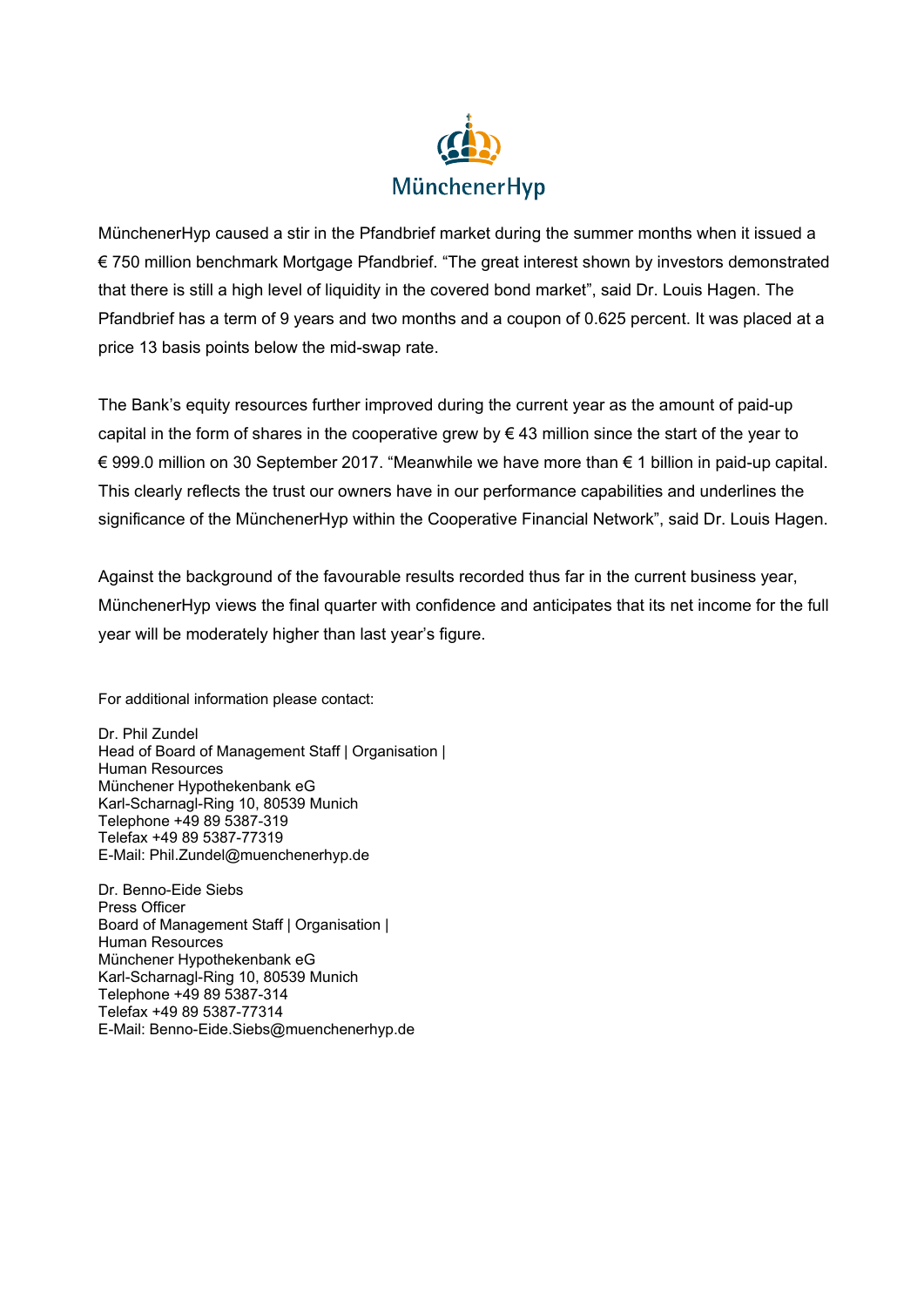MünchenerHyp caused a stir in the Pfandbrief market during the summer months when it issued a € 750 million benchmark Mortgage Pfandbrief. "The great interest shown by investors demonstrated that there is still a high level of liquidity in the covered bond market", said Dr. Louis Hagen. The Pfandbrief has a term of 9 years and two months and a coupon of 0.625 percent. It was placed at a price 13 basis points below the mid-swap rate.

The Bank's equity resources further improved during the current year as the amount of paid-up capital in the form of shares in the cooperative grew by € 43 million since the start of the year to € 999.0 million on 30 September 2017. "Meanwhile we have more than € 1 billion in paid-up capital. This clearly reflects the trust our owners have in our performance capabilities and underlines the significance of the MünchenerHyp within the Cooperative Financial Network", said Dr. Louis Hagen.

Against the background of the favourable results recorded thus far in the current business year, MünchenerHyp views the final quarter with confidence and anticipates that its net income for the full year will be moderately higher than last year's figure.

For additional information please contact:

Dr. Phil Zundel
Head of Board of Management Staff | Organisation | Human Resources
Münchener Hypothekenbank eG
Karl-Scharnagl-Ring 10, 80539 Munich
Telephone +49 89 5387-319
Telefax +49 89 5387-77319
E-Mail: Phil.Zundel@muenchenerhyp.de

Dr. Benno-Eide Siebs
Press Officer
Board of Management Staff | Organisation | Human Resources
Münchener Hypothekenbank eG
Karl-Scharnagl-Ring 10, 80539 Munich
Telephone +49 89 5387-314
Telefax +49 89 5387-77314
E-Mail: Benno-Eide.Siebs@muenchenerhyp.de